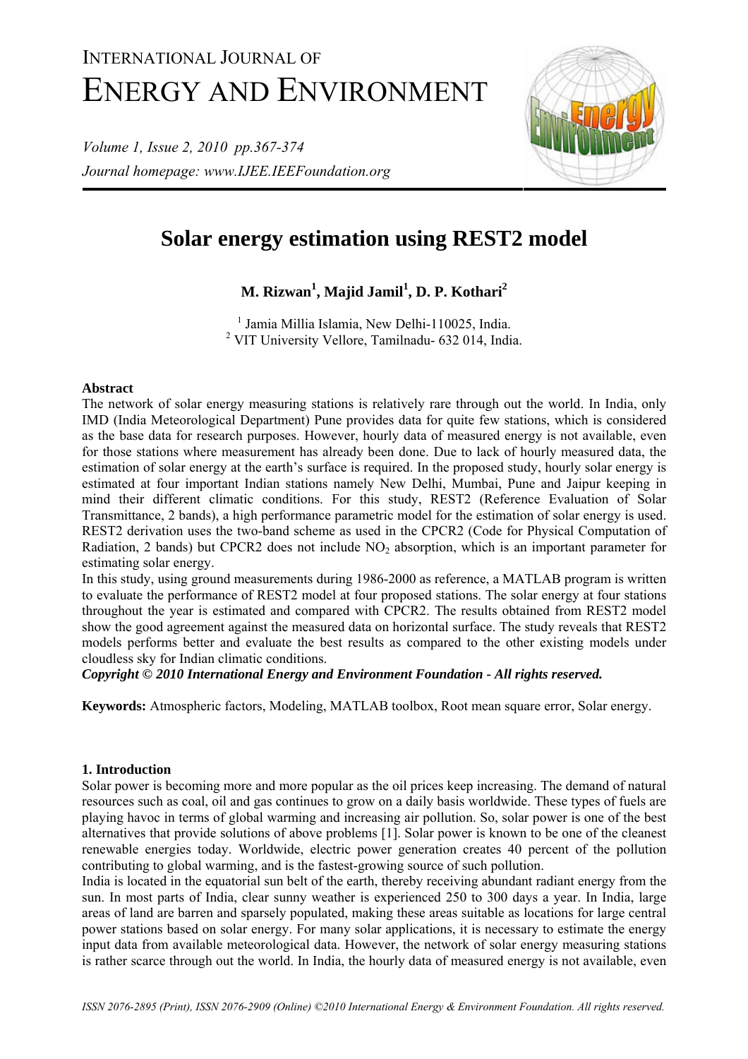# INTERNATIONAL JOURNAL OF ENERGY AND ENVIRONMENT

*Volume 1, Issue 2, 2010 pp.367-374*

*Journal homepage: www.IJEE.IEEFoundation.org*

# Solar energy estimation using REST2 model

**M. Rizwan[1], Majid Jamil[1], D. P. Kothari[2]**

[1] Jamia Millia Islamia, New Delhi-110025, India.
[2] VIT University Vellore, Tamilnadu- 632 014, India.

### Abstract

The network of solar energy measuring stations is relatively rare through out the world. In India, only IMD (India Meteorological Department) Pune provides data for quite few stations, which is considered as the base data for research purposes. However, hourly data of measured energy is not available, even for those stations where measurement has already been done. Due to lack of hourly measured data, the estimation of solar energy at the earth's surface is required. In the proposed study, hourly solar energy is estimated at four important Indian stations namely New Delhi, Mumbai, Pune and Jaipur keeping in mind their different climatic conditions. For this study, REST2 (Reference Evaluation of Solar Transmittance, 2 bands), a high performance parametric model for the estimation of solar energy is used. REST2 derivation uses the two-band scheme as used in the CPCR2 (Code for Physical Computation of Radiation, 2 bands) but CPCR2 does not include $NO_2$ absorption, which is an important parameter for estimating solar energy.

In this study, using ground measurements during 1986-2000 as reference, a MATLAB program is written to evaluate the performance of REST2 model at four proposed stations. The solar energy at four stations throughout the year is estimated and compared with CPCR2. The results obtained from REST2 model show the good agreement against the measured data on horizontal surface. The study reveals that REST2 models performs better and evaluate the best results as compared to the other existing models under cloudless sky for Indian climatic conditions.

***Copyright © 2010 International Energy and Environment Foundation - All rights reserved.***

**Keywords:** Atmospheric factors, Modeling, MATLAB toolbox, Root mean square error, Solar energy.

### 1. Introduction

Solar power is becoming more and more popular as the oil prices keep increasing. The demand of natural resources such as coal, oil and gas continues to grow on a daily basis worldwide. These types of fuels are playing havoc in terms of global warming and increasing air pollution. So, solar power is one of the best alternatives that provide solutions of above problems [1]. Solar power is known to be one of the cleanest renewable energies today. Worldwide, electric power generation creates 40 percent of the pollution contributing to global warming, and is the fastest-growing source of such pollution.

India is located in the equatorial sun belt of the earth, thereby receiving abundant radiant energy from the sun. In most parts of India, clear sunny weather is experienced 250 to 300 days a year. In India, large areas of land are barren and sparsely populated, making these areas suitable as locations for large central power stations based on solar energy. For many solar applications, it is necessary to estimate the energy input data from available meteorological data. However, the network of solar energy measuring stations is rather scarce through out the world. In India, the hourly data of measured energy is not available, even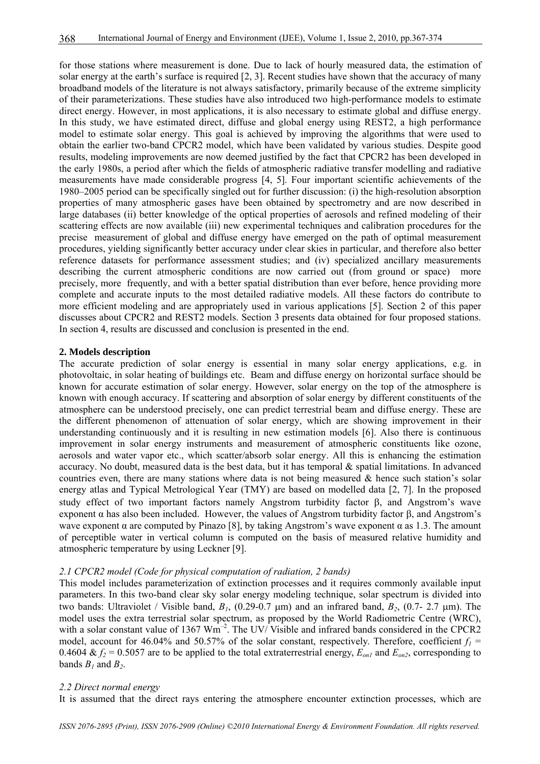for those stations where measurement is done. Due to lack of hourly measured data, the estimation of solar energy at the earth's surface is required [2, 3]. Recent studies have shown that the accuracy of many broadband models of the literature is not always satisfactory, primarily because of the extreme simplicity of their parameterizations. These studies have also introduced two high-performance models to estimate direct energy. However, in most applications, it is also necessary to estimate global and diffuse energy. In this study, we have estimated direct, diffuse and global energy using REST2, a high performance model to estimate solar energy. This goal is achieved by improving the algorithms that were used to obtain the earlier two-band CPCR2 model, which have been validated by various studies. Despite good results, modeling improvements are now deemed justified by the fact that CPCR2 has been developed in the early 1980s, a period after which the fields of atmospheric radiative transfer modelling and radiative measurements have made considerable progress [4, 5]. Four important scientific achievements of the 1980–2005 period can be specifically singled out for further discussion: (i) the high-resolution absorption properties of many atmospheric gases have been obtained by spectrometry and are now described in large databases (ii) better knowledge of the optical properties of aerosols and refined modeling of their scattering effects are now available (iii) new experimental techniques and calibration procedures for the precise measurement of global and diffuse energy have emerged on the path of optimal measurement procedures, yielding significantly better accuracy under clear skies in particular, and therefore also better reference datasets for performance assessment studies; and (iv) specialized ancillary measurements describing the current atmospheric conditions are now carried out (from ground or space) more precisely, more frequently, and with a better spatial distribution than ever before, hence providing more complete and accurate inputs to the most detailed radiative models. All these factors do contribute to more efficient modeling and are appropriately used in various applications [5]. Section 2 of this paper discusses about CPCR2 and REST2 models. Section 3 presents data obtained for four proposed stations. In section 4, results are discussed and conclusion is presented in the end.

## 2. Models description

The accurate prediction of solar energy is essential in many solar energy applications, e.g. in photovoltaic, in solar heating of buildings etc. Beam and diffuse energy on horizontal surface should be known for accurate estimation of solar energy. However, solar energy on the top of the atmosphere is known with enough accuracy. If scattering and absorption of solar energy by different constituents of the atmosphere can be understood precisely, one can predict terrestrial beam and diffuse energy. These are the different phenomenon of attenuation of solar energy, which are showing improvement in their understanding continuously and it is resulting in new estimation models [6]. Also there is continuous improvement in solar energy instruments and measurement of atmospheric constituents like ozone, aerosols and water vapor etc., which scatter/absorb solar energy. All this is enhancing the estimation accuracy. No doubt, measured data is the best data, but it has temporal & spatial limitations. In advanced countries even, there are many stations where data is not being measured & hence such station's solar energy atlas and Typical Metrological Year (TMY) are based on modelled data [2, 7]. In the proposed study effect of two important factors namely Angstrom turbidity factor $\beta$, and Angstrom's wave exponent $\alpha$ has also been included. However, the values of Angstrom turbidity factor $\beta$, and Angstrom's wave exponent $\alpha$ are computed by Pinazo [8], by taking Angstrom's wave exponent $\alpha$ as 1.3. The amount of perceptible water in vertical column is computed on the basis of measured relative humidity and atmospheric temperature by using Leckner [9].

### *2.1 CPCR2 model (Code for physical computation of radiation, 2 bands)*

This model includes parameterization of extinction processes and it requires commonly available input parameters. In this two-band clear sky solar energy modeling technique, solar spectrum is divided into two bands: Ultraviolet / Visible band, $B_1$, (0.29-0.7 μm) and an infrared band, $B_2$, (0.7- 2.7 μm). The model uses the extra terrestrial solar spectrum, as proposed by the World Radiometric Centre (WRC), with a solar constant value of 1367 $Wm^{-2}$. The UV/ Visible and infrared bands considered in the CPCR2 model, account for 46.04% and 50.57% of the solar constant, respectively. Therefore, coefficient $f_1$ = 0.4604 & $f_2$ = 0.5057 are to be applied to the total extraterrestrial energy, $E_{on1}$ and $E_{on2}$, corresponding to bands $B_1$ and $B_2$.

### *2.2 Direct normal energy*

It is assumed that the direct rays entering the atmosphere encounter extinction processes, which are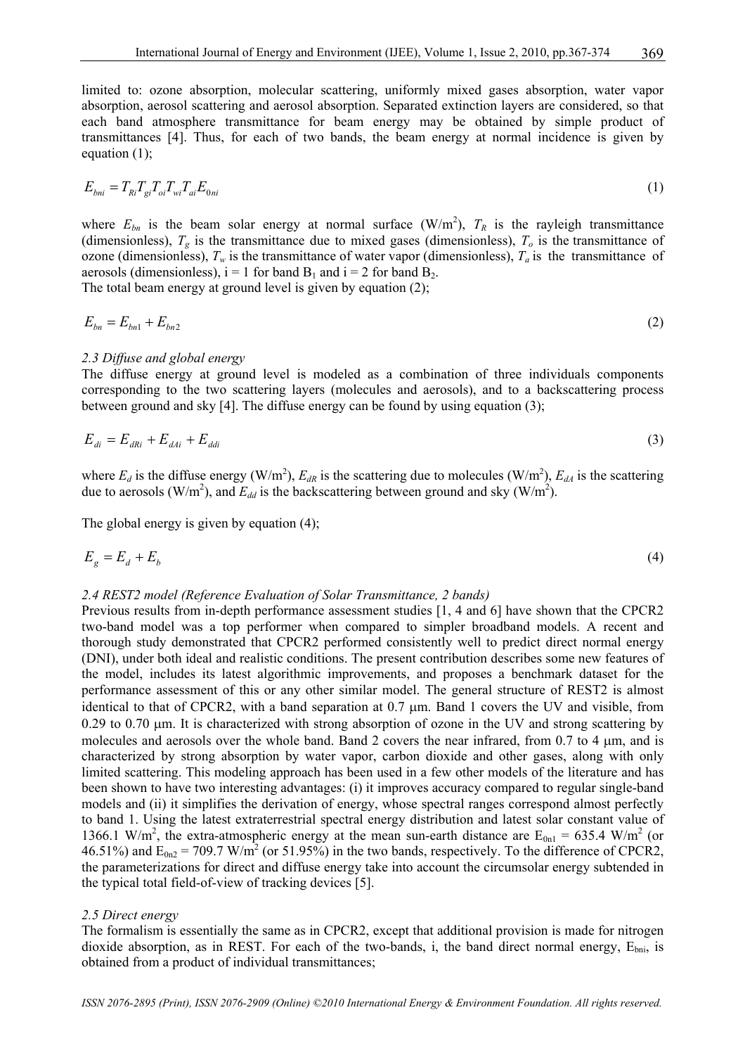limited to: ozone absorption, molecular scattering, uniformly mixed gases absorption, water vapor absorption, aerosol scattering and aerosol absorption. Separated extinction layers are considered, so that each band atmosphere transmittance for beam energy may be obtained by simple product of transmittances [4]. Thus, for each of two bands, the beam energy at normal incidence is given by equation (1);

$$E_{bni} = T_{Ri} T_{gi} T_{oi} T_{wi} T_{ai} E_{0ni} \tag{1}$$

where $E_{bn}$ is the beam solar energy at normal surface (W/m$^2$), $T_R$ is the rayleigh transmittance (dimensionless), $T_g$ is the transmittance due to mixed gases (dimensionless), $T_o$ is the transmittance of ozone (dimensionless), $T_w$ is the transmittance of water vapor (dimensionless), $T_a$ is the transmittance of aerosols (dimensionless), i = 1 for band $B_1$ and i = 2 for band $B_2$.

The total beam energy at ground level is given by equation (2);

$$E_{bn} = E_{bn1} + E_{bn2} \tag{2}$$

*2.3 Diffuse and global energy*

The diffuse energy at ground level is modeled as a combination of three individuals components corresponding to the two scattering layers (molecules and aerosols), and to a backscattering process between ground and sky [4]. The diffuse energy can be found by using equation (3);

$$E_{di} = E_{dRi} + E_{dAi} + E_{ddi} \tag{3}$$

where $E_d$ is the diffuse energy (W/m$^2$), $E_{dR}$ is the scattering due to molecules (W/m$^2$), $E_{dA}$ is the scattering due to aerosols (W/m$^2$), and $E_{dd}$ is the backscattering between ground and sky (W/m$^2$).

The global energy is given by equation (4);

$$E_g = E_d + E_b \tag{4}$$

*2.4 REST2 model (Reference Evaluation of Solar Transmittance, 2 bands)*

Previous results from in-depth performance assessment studies [1, 4 and 6] have shown that the CPCR2 two-band model was a top performer when compared to simpler broadband models. A recent and thorough study demonstrated that CPCR2 performed consistently well to predict direct normal energy (DNI), under both ideal and realistic conditions. The present contribution describes some new features of the model, includes its latest algorithmic improvements, and proposes a benchmark dataset for the performance assessment of this or any other similar model. The general structure of REST2 is almost identical to that of CPCR2, with a band separation at 0.7 μm. Band 1 covers the UV and visible, from 0.29 to 0.70 μm. It is characterized with strong absorption of ozone in the UV and strong scattering by molecules and aerosols over the whole band. Band 2 covers the near infrared, from 0.7 to 4 μm, and is characterized by strong absorption by water vapor, carbon dioxide and other gases, along with only limited scattering. This modeling approach has been used in a few other models of the literature and has been shown to have two interesting advantages: (i) it improves accuracy compared to regular single-band models and (ii) it simplifies the derivation of energy, whose spectral ranges correspond almost perfectly to band 1. Using the latest extraterrestrial spectral energy distribution and latest solar constant value of 1366.1 W/m$^2$, the extra-atmospheric energy at the mean sun-earth distance are $E_{0n1}$ = 635.4 W/m$^2$ (or 46.51%) and $E_{0n2}$ = 709.7 W/m$^2$ (or 51.95%) in the two bands, respectively. To the difference of CPCR2, the parameterizations for direct and diffuse energy take into account the circumsolar energy subtended in the typical total field-of-view of tracking devices [5].

*2.5 Direct energy*

The formalism is essentially the same as in CPCR2, except that additional provision is made for nitrogen dioxide absorption, as in REST. For each of the two-bands, i, the band direct normal energy, $E_{bni}$, is obtained from a product of individual transmittances;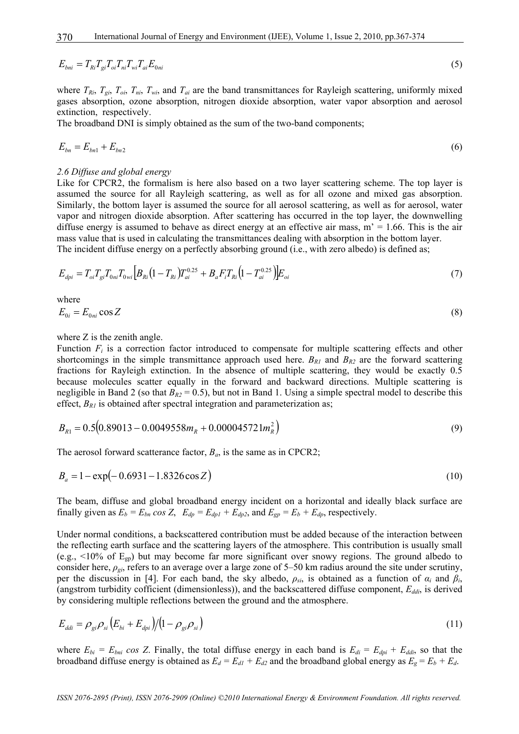$$E_{bni} = T_{Ri} T_{gi} T_{oi} T_{ni} T_{wi} T_{ai} E_{0ni} \tag{5}$$

where $T_{Ri}$, $T_{gi}$, $T_{oi}$, $T_{ni}$, $T_{wi}$, and $T_{ai}$ are the band transmittances for Rayleigh scattering, uniformly mixed gases absorption, ozone absorption, nitrogen dioxide absorption, water vapor absorption and aerosol extinction, respectively.

The broadband DNI is simply obtained as the sum of the two-band components;

$$E_{bn} = E_{bn1} + E_{bn2} \tag{6}$$

*2.6 Diffuse and global energy*

Like for CPCR2, the formalism is here also based on a two layer scattering scheme. The top layer is assumed the source for all Rayleigh scattering, as well as for all ozone and mixed gas absorption. Similarly, the bottom layer is assumed the source for all aerosol scattering, as well as for aerosol, water vapor and nitrogen dioxide absorption. After scattering has occurred in the top layer, the downwelling diffuse energy is assumed to behave as direct energy at an effective air mass, m' = 1.66. This is the air mass value that is used in calculating the transmittances dealing with absorption in the bottom layer.

The incident diffuse energy on a perfectly absorbing ground (i.e., with zero albedo) is defined as;

$$E_{dpi} = T_{oi} T_{gi} T_{0ni} T_{0wi} \left[ B_{Ri} \left( 1 - T_{Ri} \right) T_{ai}^{0.25} + B_a F_i T_{Ri} \left( 1 - T_{ai}^{0.25} \right) \right] E_{oi} \tag{7}$$

where

$$E_{0i} = E_{0ni} \cos Z \tag{8}$$

where Z is the zenith angle.

Function $F_i$ is a correction factor introduced to compensate for multiple scattering effects and other shortcomings in the simple transmittance approach used here. $B_{R1}$ and $B_{R2}$ are the forward scattering fractions for Rayleigh extinction. In the absence of multiple scattering, they would be exactly 0.5 because molecules scatter equally in the forward and backward directions. Multiple scattering is negligible in Band 2 (so that $B_{R2} = 0.5$), but not in Band 1. Using a simple spectral model to describe this effect, $B_{R1}$ is obtained after spectral integration and parameterization as;

$$B_{R1} = 0.5 \left( 0.89013 - 0.0049558 m_R + 0.000045721 m_R^2 \right) \tag{9}$$

The aerosol forward scatterance factor, $B_a$, is the same as in CPCR2;

$$B_a = 1 - \exp\left( -0.6931 - 1.8326 \cos Z \right) \tag{10}$$

The beam, diffuse and global broadband energy incident on a horizontal and ideally black surface are finally given as $E_b = E_{bn} \cos Z$, $E_{dp} = E_{dp1} + E_{dp2}$, and $E_{gp} = E_b + E_{dp}$, respectively.

Under normal conditions, a backscattered contribution must be added because of the interaction between the reflecting earth surface and the scattering layers of the atmosphere. This contribution is usually small (e.g., <10% of $E_{gp}$) but may become far more significant over snowy regions. The ground albedo to consider here, $\rho_{gi}$, refers to an average over a large zone of 5–50 km radius around the site under scrutiny, per the discussion in [4]. For each band, the sky albedo, $\rho_{si}$, is obtained as a function of $\alpha_i$ and $\beta_i$, (angstrom turbidity cofficient (dimensionless)), and the backscattered diffuse component, $E_{ddi}$, is derived by considering multiple reflections between the ground and the atmosphere.

$$E_{ddi} = \rho_{gi} \rho_{si} \left( E_{bi} + E_{dpi} \right) / \left( 1 - \rho_{gi} \rho_{si} \right) \tag{11}$$

where $E_{bi} = E_{bni} \cos Z$. Finally, the total diffuse energy in each band is $E_{di} = E_{dpi} + E_{ddi}$, so that the broadband diffuse energy is obtained as $E_d = E_{d1} + E_{d2}$ and the broadband global energy as $E_g = E_b + E_d$.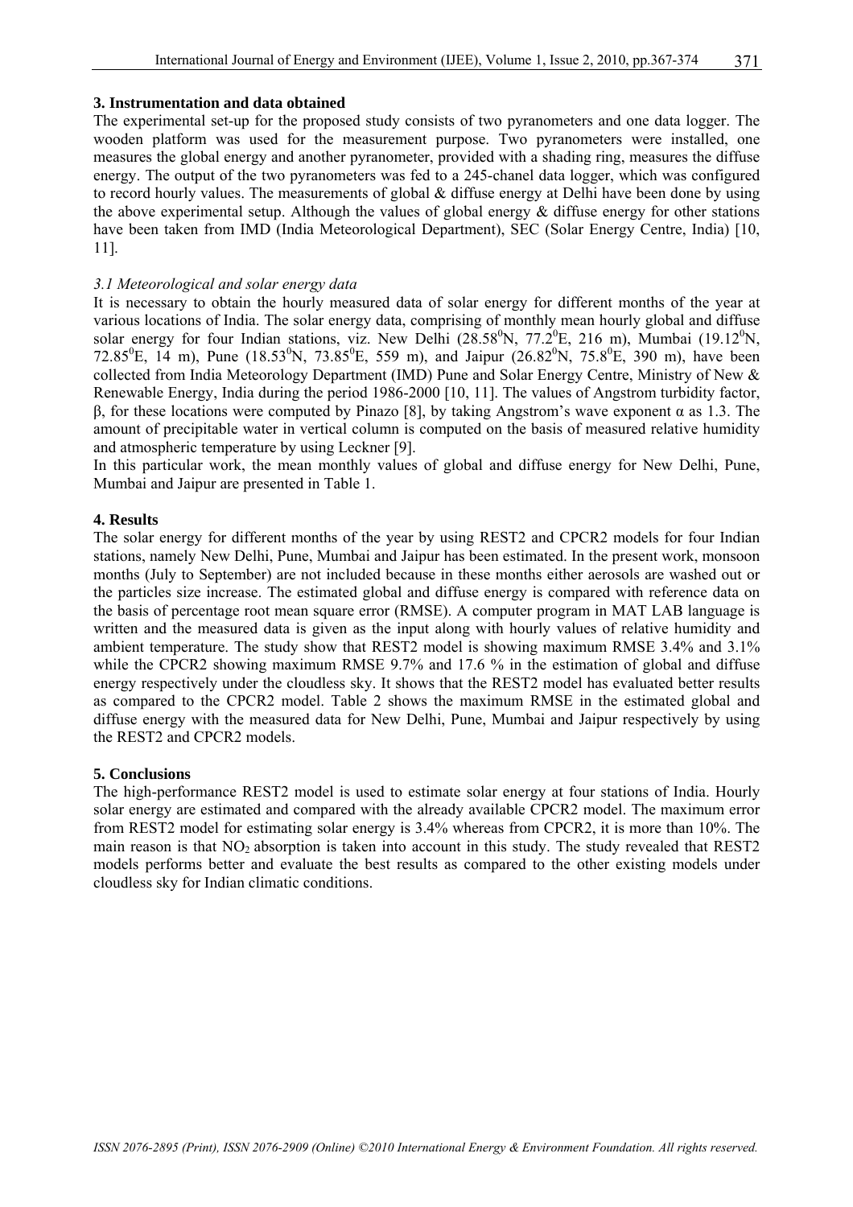## 3. Instrumentation and data obtained

The experimental set-up for the proposed study consists of two pyranometers and one data logger. The wooden platform was used for the measurement purpose. Two pyranometers were installed, one measures the global energy and another pyranometer, provided with a shading ring, measures the diffuse energy. The output of the two pyranometers was fed to a 245-chanel data logger, which was configured to record hourly values. The measurements of global & diffuse energy at Delhi have been done by using the above experimental setup. Although the values of global energy & diffuse energy for other stations have been taken from IMD (India Meteorological Department), SEC (Solar Energy Centre, India) [10, 11].

### *3.1 Meteorological and solar energy data*

It is necessary to obtain the hourly measured data of solar energy for different months of the year at various locations of India. The solar energy data, comprising of monthly mean hourly global and diffuse solar energy for four Indian stations, viz. New Delhi ($28.58^0$N, $77.2^0$E, 216 m), Mumbai ($19.12^0$N, $72.85^0$E, 14 m), Pune ($18.53^0$N, $73.85^0$E, 559 m), and Jaipur ($26.82^0$N, $75.8^0$E, 390 m), have been collected from India Meteorology Department (IMD) Pune and Solar Energy Centre, Ministry of New & Renewable Energy, India during the period 1986-2000 [10, 11]. The values of Angstrom turbidity factor, $\beta$, for these locations were computed by Pinazo [8], by taking Angstrom's wave exponent $\alpha$ as 1.3. The amount of precipitable water in vertical column is computed on the basis of measured relative humidity and atmospheric temperature by using Leckner [9].

In this particular work, the mean monthly values of global and diffuse energy for New Delhi, Pune, Mumbai and Jaipur are presented in Table 1.

## 4. Results

The solar energy for different months of the year by using REST2 and CPCR2 models for four Indian stations, namely New Delhi, Pune, Mumbai and Jaipur has been estimated. In the present work, monsoon months (July to September) are not included because in these months either aerosols are washed out or the particles size increase. The estimated global and diffuse energy is compared with reference data on the basis of percentage root mean square error (RMSE). A computer program in MAT LAB language is written and the measured data is given as the input along with hourly values of relative humidity and ambient temperature. The study show that REST2 model is showing maximum RMSE 3.4% and 3.1% while the CPCR2 showing maximum RMSE 9.7% and 17.6 % in the estimation of global and diffuse energy respectively under the cloudless sky. It shows that the REST2 model has evaluated better results as compared to the CPCR2 model. Table 2 shows the maximum RMSE in the estimated global and diffuse energy with the measured data for New Delhi, Pune, Mumbai and Jaipur respectively by using the REST2 and CPCR2 models.

## 5. Conclusions

The high-performance REST2 model is used to estimate solar energy at four stations of India. Hourly solar energy are estimated and compared with the already available CPCR2 model. The maximum error from REST2 model for estimating solar energy is 3.4% whereas from CPCR2, it is more than 10%. The main reason is that $NO_2$ absorption is taken into account in this study. The study revealed that REST2 models performs better and evaluate the best results as compared to the other existing models under cloudless sky for Indian climatic conditions.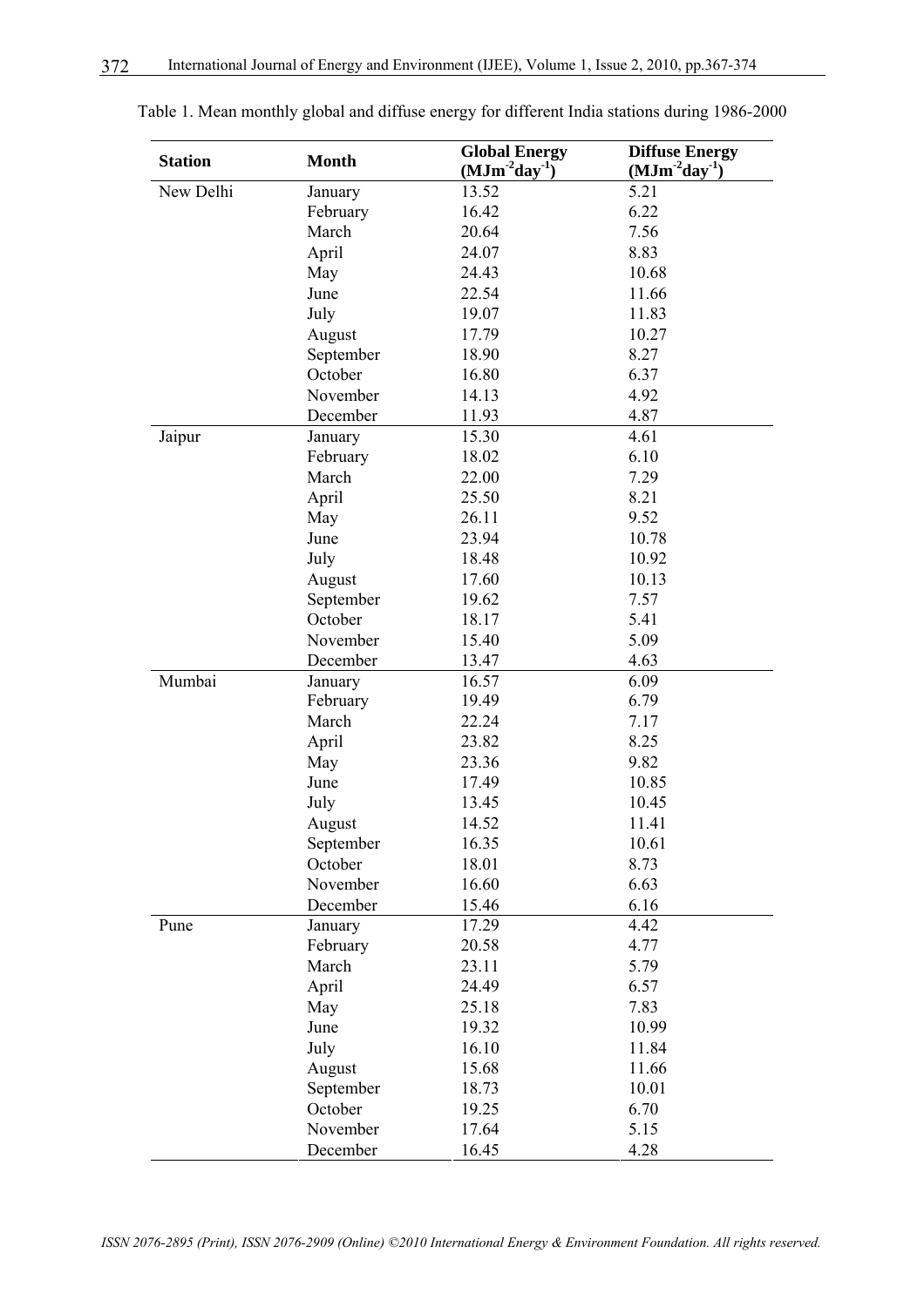Table 1. Mean monthly global and diffuse energy for different India stations during 1986-2000

| Station | Month | Global Energy ($MJm^{-2}day^{-1}$) | Diffuse Energy ($MJm^{-2}day^{-1}$) |
|---|---|---|---|
| New Delhi | January | 13.52 | 5.21 |
| | February | 16.42 | 6.22 |
| | March | 20.64 | 7.56 |
| | April | 24.07 | 8.83 |
| | May | 24.43 | 10.68 |
| | June | 22.54 | 11.66 |
| | July | 19.07 | 11.83 |
| | August | 17.79 | 10.27 |
| | September | 18.90 | 8.27 |
| | October | 16.80 | 6.37 |
| | November | 14.13 | 4.92 |
| | December | 11.93 | 4.87 |
| Jaipur | January | 15.30 | 4.61 |
| | February | 18.02 | 6.10 |
| | March | 22.00 | 7.29 |
| | April | 25.50 | 8.21 |
| | May | 26.11 | 9.52 |
| | June | 23.94 | 10.78 |
| | July | 18.48 | 10.92 |
| | August | 17.60 | 10.13 |
| | September | 19.62 | 7.57 |
| | October | 18.17 | 5.41 |
| | November | 15.40 | 5.09 |
| | December | 13.47 | 4.63 |
| Mumbai | January | 16.57 | 6.09 |
| | February | 19.49 | 6.79 |
| | March | 22.24 | 7.17 |
| | April | 23.82 | 8.25 |
| | May | 23.36 | 9.82 |
| | June | 17.49 | 10.85 |
| | July | 13.45 | 10.45 |
| | August | 14.52 | 11.41 |
| | September | 16.35 | 10.61 |
| | October | 18.01 | 8.73 |
| | November | 16.60 | 6.63 |
| | December | 15.46 | 6.16 |
| Pune | January | 17.29 | 4.42 |
| | February | 20.58 | 4.77 |
| | March | 23.11 | 5.79 |
| | April | 24.49 | 6.57 |
| | May | 25.18 | 7.83 |
| | June | 19.32 | 10.99 |
| | July | 16.10 | 11.84 |
| | August | 15.68 | 11.66 |
| | September | 18.73 | 10.01 |
| | October | 19.25 | 6.70 |
| | November | 17.64 | 5.15 |
| | December | 16.45 | 4.28 |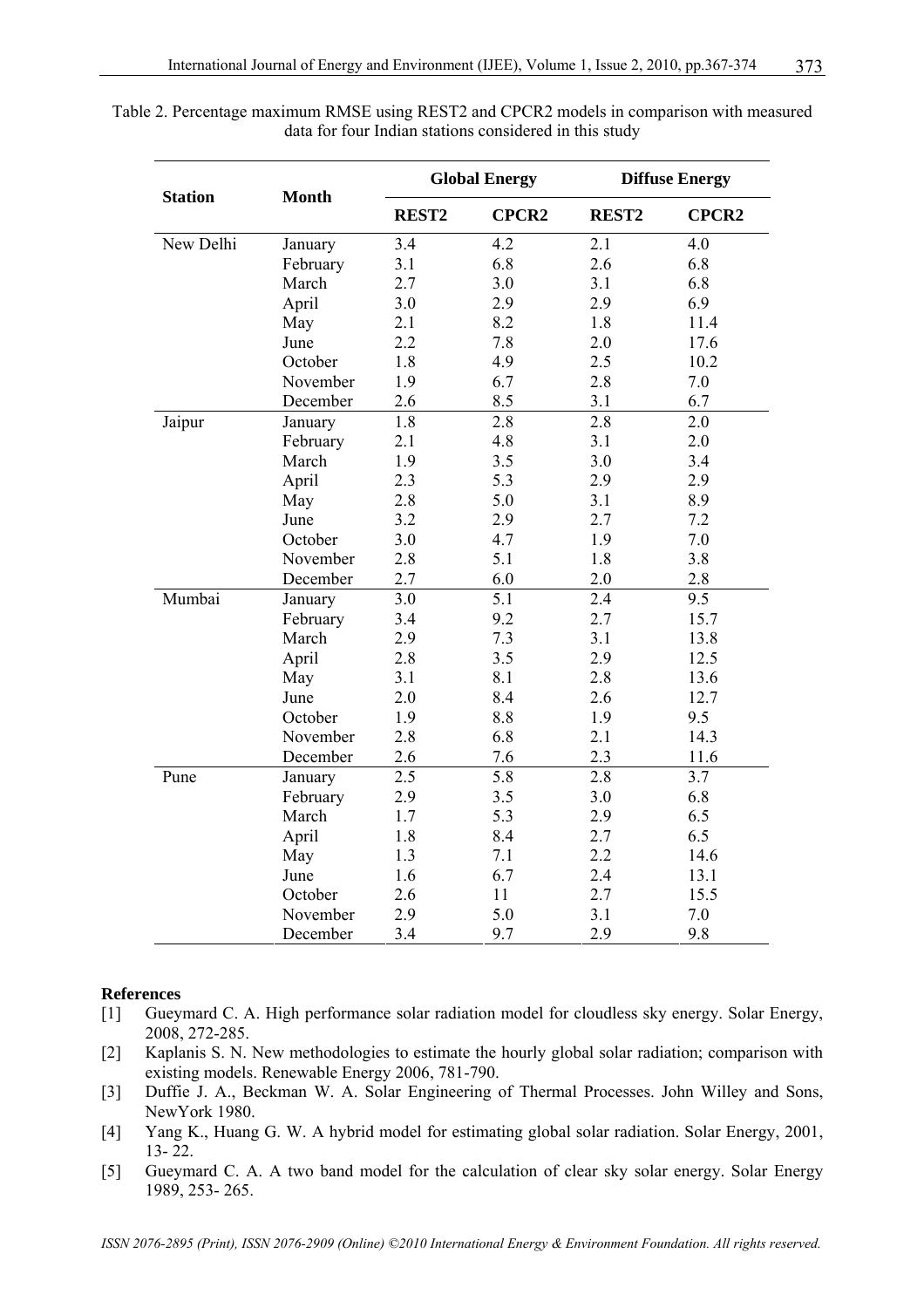Table 2. Percentage maximum RMSE using REST2 and CPCR2 models in comparison with measured data for four Indian stations considered in this study

| Station | Month | Global Energy | | Diffuse Energy | |
|---|---|---|---|---|---|
| | | **REST2** | **CPCR2** | **REST2** | **CPCR2** |
| New Delhi | January | 3.4 | 4.2 | 2.1 | 4.0 |
| | February | 3.1 | 6.8 | 2.6 | 6.8 |
| | March | 2.7 | 3.0 | 3.1 | 6.8 |
| | April | 3.0 | 2.9 | 2.9 | 6.9 |
| | May | 2.1 | 8.2 | 1.8 | 11.4 |
| | June | 2.2 | 7.8 | 2.0 | 17.6 |
| | October | 1.8 | 4.9 | 2.5 | 10.2 |
| | November | 1.9 | 6.7 | 2.8 | 7.0 |
| | December | 2.6 | 8.5 | 3.1 | 6.7 |
| Jaipur | January | 1.8 | 2.8 | 2.8 | 2.0 |
| | February | 2.1 | 4.8 | 3.1 | 2.0 |
| | March | 1.9 | 3.5 | 3.0 | 3.4 |
| | April | 2.3 | 5.3 | 2.9 | 2.9 |
| | May | 2.8 | 5.0 | 3.1 | 8.9 |
| | June | 3.2 | 2.9 | 2.7 | 7.2 |
| | October | 3.0 | 4.7 | 1.9 | 7.0 |
| | November | 2.8 | 5.1 | 1.8 | 3.8 |
| | December | 2.7 | 6.0 | 2.0 | 2.8 |
| Mumbai | January | 3.0 | 5.1 | 2.4 | 9.5 |
| | February | 3.4 | 9.2 | 2.7 | 15.7 |
| | March | 2.9 | 7.3 | 3.1 | 13.8 |
| | April | 2.8 | 3.5 | 2.9 | 12.5 |
| | May | 3.1 | 8.1 | 2.8 | 13.6 |
| | June | 2.0 | 8.4 | 2.6 | 12.7 |
| | October | 1.9 | 8.8 | 1.9 | 9.5 |
| | November | 2.8 | 6.8 | 2.1 | 14.3 |
| | December | 2.6 | 7.6 | 2.3 | 11.6 |
| Pune | January | 2.5 | 5.8 | 2.8 | 3.7 |
| | February | 2.9 | 3.5 | 3.0 | 6.8 |
| | March | 1.7 | 5.3 | 2.9 | 6.5 |
| | April | 1.8 | 8.4 | 2.7 | 6.5 |
| | May | 1.3 | 7.1 | 2.2 | 14.6 |
| | June | 1.6 | 6.7 | 2.4 | 13.1 |
| | October | 2.6 | 11 | 2.7 | 15.5 |
| | November | 2.9 | 5.0 | 3.1 | 7.0 |
| | December | 3.4 | 9.7 | 2.9 | 9.8 |

**References**

[1] Gueymard C. A. High performance solar radiation model for cloudless sky energy. Solar Energy, 2008, 272-285.

[2] Kaplanis S. N. New methodologies to estimate the hourly global solar radiation; comparison with existing models. Renewable Energy 2006, 781-790.

[3] Duffie J. A., Beckman W. A. Solar Engineering of Thermal Processes. John Willey and Sons, NewYork 1980.

[4] Yang K., Huang G. W. A hybrid model for estimating global solar radiation. Solar Energy, 2001, 13- 22.

[5] Gueymard C. A. A two band model for the calculation of clear sky solar energy. Solar Energy 1989, 253- 265.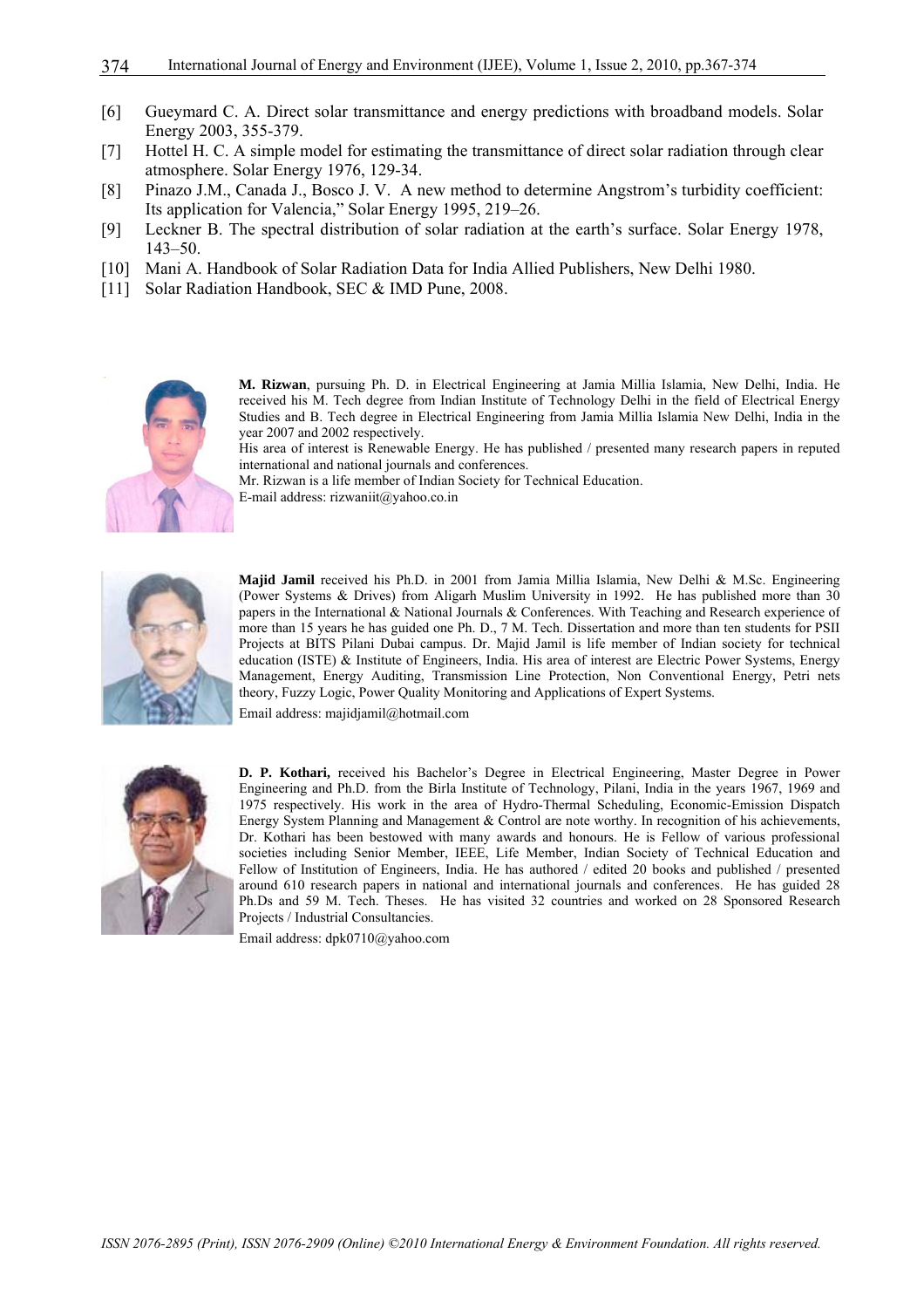[6] Gueymard C. A. Direct solar transmittance and energy predictions with broadband models. Solar Energy 2003, 355-379.

[7] Hottel H. C. A simple model for estimating the transmittance of direct solar radiation through clear atmosphere. Solar Energy 1976, 129-34.

[8] Pinazo J.M., Canada J., Bosco J. V. A new method to determine Angstrom's turbidity coefficient: Its application for Valencia," Solar Energy 1995, 219–26.

[9] Leckner B. The spectral distribution of solar radiation at the earth's surface. Solar Energy 1978, 143–50.

[10] Mani A. Handbook of Solar Radiation Data for India Allied Publishers, New Delhi 1980.

[11] Solar Radiation Handbook, SEC & IMD Pune, 2008.

**M. Rizwan**, pursuing Ph. D. in Electrical Engineering at Jamia Millia Islamia, New Delhi, India. He received his M. Tech degree from Indian Institute of Technology Delhi in the field of Electrical Energy Studies and B. Tech degree in Electrical Engineering from Jamia Millia Islamia New Delhi, India in the year 2007 and 2002 respectively.
His area of interest is Renewable Energy. He has published / presented many research papers in reputed international and national journals and conferences.
Mr. Rizwan is a life member of Indian Society for Technical Education.
E-mail address: rizwaniit@yahoo.co.in

**Majid Jamil** received his Ph.D. in 2001 from Jamia Millia Islamia, New Delhi & M.Sc. Engineering (Power Systems & Drives) from Aligarh Muslim University in 1992. He has published more than 30 papers in the International & National Journals & Conferences. With Teaching and Research experience of more than 15 years he has guided one Ph. D., 7 M. Tech. Dissertation and more than ten students for PSII Projects at BITS Pilani Dubai campus. Dr. Majid Jamil is life member of Indian society for technical education (ISTE) & Institute of Engineers, India. His area of interest are Electric Power Systems, Energy Management, Energy Auditing, Transmission Line Protection, Non Conventional Energy, Petri nets theory, Fuzzy Logic, Power Quality Monitoring and Applications of Expert Systems.
Email address: majidjamil@hotmail.com

**D. P. Kothari,** received his Bachelor's Degree in Electrical Engineering, Master Degree in Power Engineering and Ph.D. from the Birla Institute of Technology, Pilani, India in the years 1967, 1969 and 1975 respectively. His work in the area of Hydro-Thermal Scheduling, Economic-Emission Dispatch Energy System Planning and Management & Control are note worthy. In recognition of his achievements, Dr. Kothari has been bestowed with many awards and honours. He is Fellow of various professional societies including Senior Member, IEEE, Life Member, Indian Society of Technical Education and Fellow of Institution of Engineers, India. He has authored / edited 20 books and published / presented around 610 research papers in national and international journals and conferences. He has guided 28 Ph.Ds and 59 M. Tech. Theses. He has visited 32 countries and worked on 28 Sponsored Research Projects / Industrial Consultancies.
Email address: dpk0710@yahoo.com